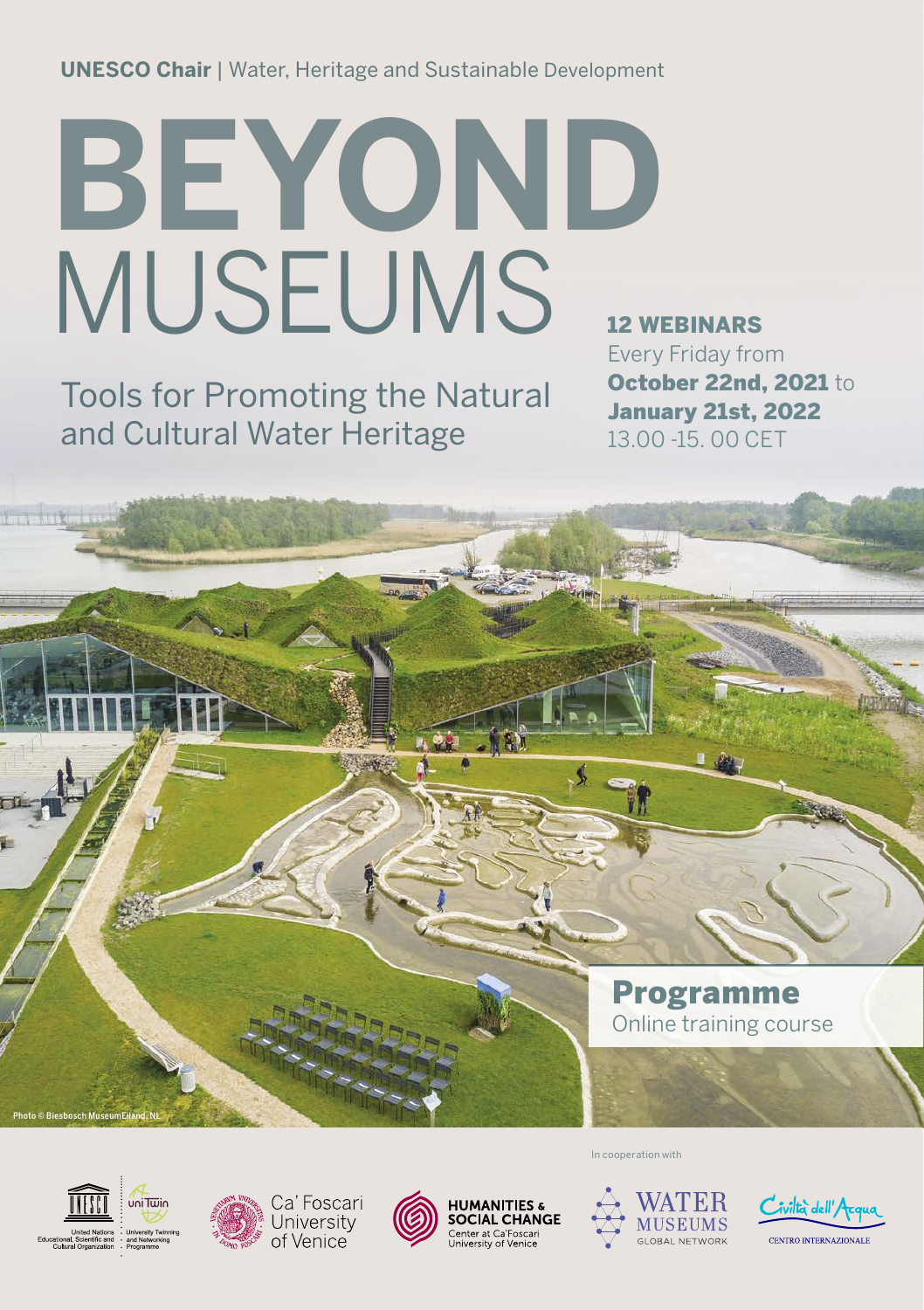**UNESCO Chair** | Water, Heritage and Sustainable Development

# BEYOND MUSEUMS

## Tools for Promoting the Natural and Cultural Water Heritage

**12 WEBINARS**
Every Friday from **October 22nd, 2021** to **January 21st, 2022**
13.00 -15. 00 CET

Photo © Biesbosch MuseumEiland, NL

## Programme

Online training course

United Nations Educational, Scientific and Cultural Organization · University Twinning and Networking Programme

Ca' Foscari University of Venice

HUMANITIES & SOCIAL CHANGE Center at Ca' Foscari University of Venice

In cooperation with

WATER MUSEUMS GLOBAL NETWORK

Civiltà dell'Acqua CENTRO INTERNAZIONALE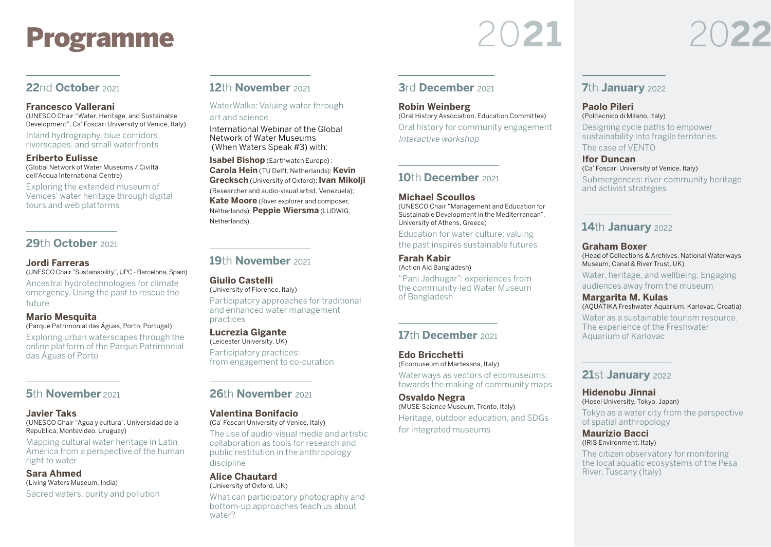# Programme

## 2021

### 22nd October 2021

**Francesco Vallerani**
(UNESCO Chair "Water, Heritage, and Sustainable Development", Ca' Foscari University of Venice, Italy)
Inland hydrography, blue corridors, riverscapes, and small waterfronts

**Eriberto Eulisse**
(Global Network of Water Museums / Civiltà dell'Acqua International Centre)
Exploring the extended museum of Venices' water heritage through digital tours and web platforms

### 29th October 2021

**Jordi Farreras**
(UNESCO Chair "Sustainability", UPC - Barcelona, Spain)
Ancestral hydrotechnologies for climate emergency. Using the past to rescue the future

**Mario Mesquita**
(Parque Patrimonial das Águas, Porto, Portugal)
Exploring urban waterscapes through the online platform of the Parque Patrimonial das Águas of Porto

### 5th November 2021

**Javier Taks**
(UNESCO Chair "Agua y cultura", Universidad de la Republica, Montevideo, Uruguay)
Mapping cultural water heritage in Latin America from a perspective of the human right to water

**Sara Ahmed**
(Living Waters Museum, India)
Sacred waters, purity and pollution

### 12th November 2021

WaterWalks: Valuing water through art and science

International Webinar of the Global Network of Water Museums
(When Waters Speak #3) with:

**Isabel Bishop** (Earthwatch Europe) ; **Carola Hein** (TU Delft, Netherlands); **Kevin Grecksch** (University of Oxford); **Ivan Mikolji** (Researcher and audio-visual artist, Venezuela); **Kate Moore** (River explorer and composer, Netherlands); **Peppie Wiersma** (LUDWIG, Netherlands).

### 19th November 2021

**Giulio Castelli**
(University of Florence, Italy)
Participatory approaches for traditional and enhanced water management practices

**Lucrezia Gigante**
(Leicester University, UK)
Participatory practices: from engagement to co-curation

### 26th November 2021

**Valentina Bonifacio**
(Ca' Foscari University of Venice, Italy)
The use of audio-visual media and artistic collaboration as tools for research and public restitution in the anthropology discipline

**Alice Chautard**
(University of Oxford, UK)
What can participatory photography and bottom-up approaches teach us about water?

### 3rd December 2021

**Robin Weinberg**
(Oral History Association, Education Committee)
Oral history for community engagement
*Interactive workshop*

### 10th December 2021

**Michael Scoullos**
(UNESCO Chair "Management and Education for Sustainable Development in the Mediterranean", University of Athens, Greece)
Education for water culture: valuing the past inspires sustainable futures

**Farah Kabir**
(Action Aid Bangladesh)
"Pani Jadhugar": experiences from the community-led Water Museum of Bangladesh

### 17th December 2021

**Edo Bricchetti**
(Ecomuseum of Martesana, Italy)
Waterways as vectors of ecomuseums: towards the making of community maps

**Osvaldo Negra**
(MUSE-Science Museum, Trento, Italy)
Heritage, outdoor education, and SDGs for integrated museums

## 2022

### 7th January 2022

**Paolo Pileri**
(Politecnico di Milano, Italy)
Designing cycle paths to empower sustainability into fragile territories. The case of VENTO

**Ifor Duncan**
(Ca' Foscari University of Venice, Italy)
Submergences: river community heritage and activist strategies

### 14th January 2022

**Graham Boxer**
(Head of Collections & Archives, National Waterways Museum, Canal & River Trust, UK)
Water, heritage, and wellbeing. Engaging audiences away from the museum

**Margarita M. Kulas**
(AQUATIKA Freshwater Aquarium, Karlovac, Croatia)
Water as a sustainable tourism resource. The experience of the Freshwater Aquarium of Karlovac

### 21st January 2022

**Hidenobu Jinnai**
(Hosei University, Tokyo, Japan)
Tokyo as a water city from the perspective of spatial anthropology

**Maurizio Bacci**
(IRIS Environment, Italy)
The citizen observatory for monitoring the local aquatic ecosystems of the Pesa River, Tuscany (Italy)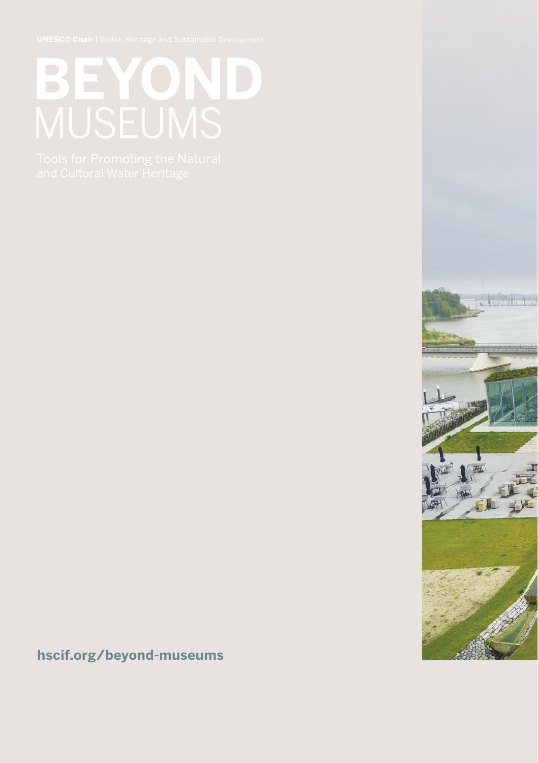**UNESCO Chair** | Water, Heritage and Sustainable Development

# BEYOND MUSEUMS

Tools for Promoting the Natural and Cultural Water Heritage

**hscif.org/beyond-museums**